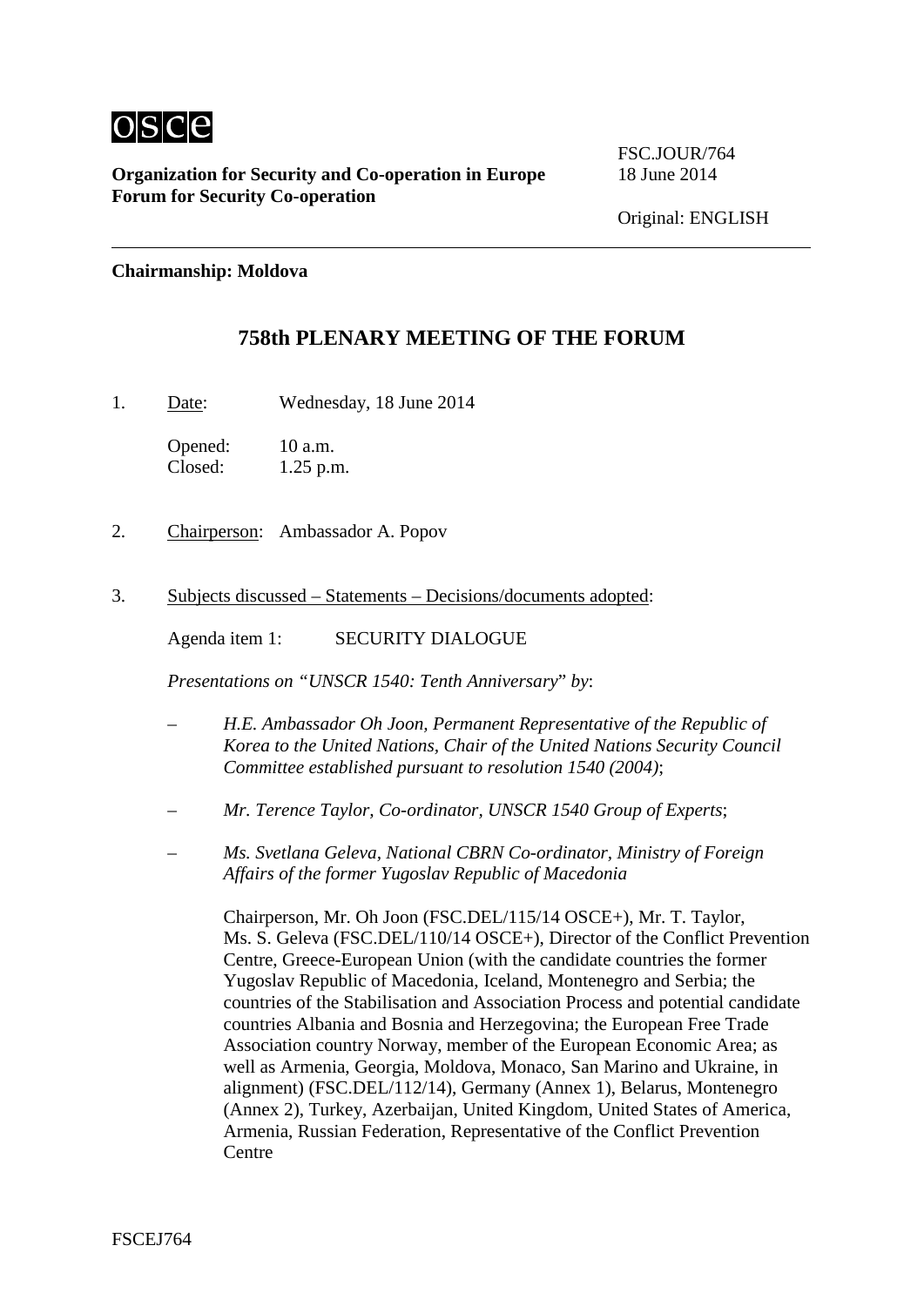FSC.JOUR/764
18 June 2014

**Organization for Security and Co-operation in Europe**
**Forum for Security Co-operation**

Original: ENGLISH

**Chairmanship: Moldova**

# 758th PLENARY MEETING OF THE FORUM

1. Date: Wednesday, 18 June 2014

   Opened: 10 a.m.
   Closed: 1.25 p.m.

2. Chairperson: Ambassador A. Popov

3. Subjects discussed – Statements – Decisions/documents adopted:

   Agenda item 1: SECURITY DIALOGUE

   *Presentations on "UNSCR 1540: Tenth Anniversary" by*:

   – *H.E. Ambassador Oh Joon, Permanent Representative of the Republic of Korea to the United Nations, Chair of the United Nations Security Council Committee established pursuant to resolution 1540 (2004)*;

   – *Mr. Terence Taylor, Co-ordinator, UNSCR 1540 Group of Experts*;

   – *Ms. Svetlana Geleva, National CBRN Co-ordinator, Ministry of Foreign Affairs of the former Yugoslav Republic of Macedonia*

   Chairperson, Mr. Oh Joon (FSC.DEL/115/14 OSCE+), Mr. T. Taylor, Ms. S. Geleva (FSC.DEL/110/14 OSCE+), Director of the Conflict Prevention Centre, Greece-European Union (with the candidate countries the former Yugoslav Republic of Macedonia, Iceland, Montenegro and Serbia; the countries of the Stabilisation and Association Process and potential candidate countries Albania and Bosnia and Herzegovina; the European Free Trade Association country Norway, member of the European Economic Area; as well as Armenia, Georgia, Moldova, Monaco, San Marino and Ukraine, in alignment) (FSC.DEL/112/14), Germany (Annex 1), Belarus, Montenegro (Annex 2), Turkey, Azerbaijan, United Kingdom, United States of America, Armenia, Russian Federation, Representative of the Conflict Prevention Centre

FSCEJ764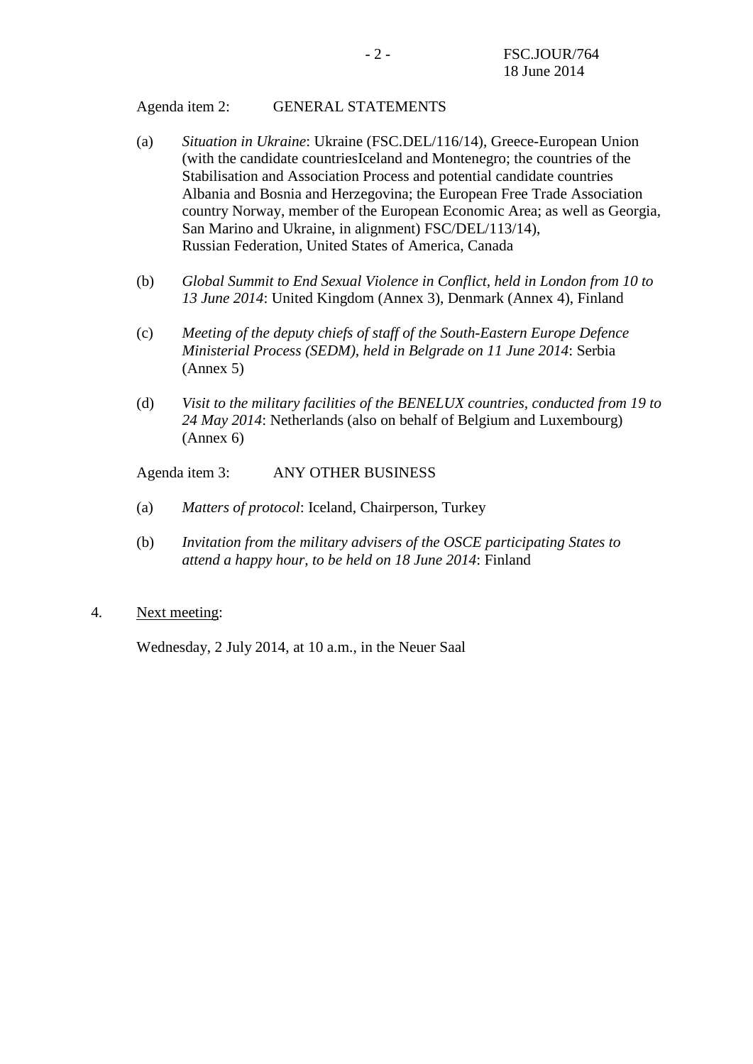Agenda item 2: GENERAL STATEMENTS

(a) *Situation in Ukraine*: Ukraine (FSC.DEL/116/14), Greece-European Union (with the candidate countriesIceland and Montenegro; the countries of the Stabilisation and Association Process and potential candidate countries Albania and Bosnia and Herzegovina; the European Free Trade Association country Norway, member of the European Economic Area; as well as Georgia, San Marino and Ukraine, in alignment) FSC/DEL/113/14), Russian Federation, United States of America, Canada

(b) *Global Summit to End Sexual Violence in Conflict, held in London from 10 to 13 June 2014*: United Kingdom (Annex 3), Denmark (Annex 4), Finland

(c) *Meeting of the deputy chiefs of staff of the South-Eastern Europe Defence Ministerial Process (SEDM), held in Belgrade on 11 June 2014*: Serbia (Annex 5)

(d) *Visit to the military facilities of the BENELUX countries, conducted from 19 to 24 May 2014*: Netherlands (also on behalf of Belgium and Luxembourg) (Annex 6)

Agenda item 3: ANY OTHER BUSINESS

(a) *Matters of protocol*: Iceland, Chairperson, Turkey

(b) *Invitation from the military advisers of the OSCE participating States to attend a happy hour, to be held on 18 June 2014*: Finland

4. Next meeting:

Wednesday, 2 July 2014, at 10 a.m., in the Neuer Saal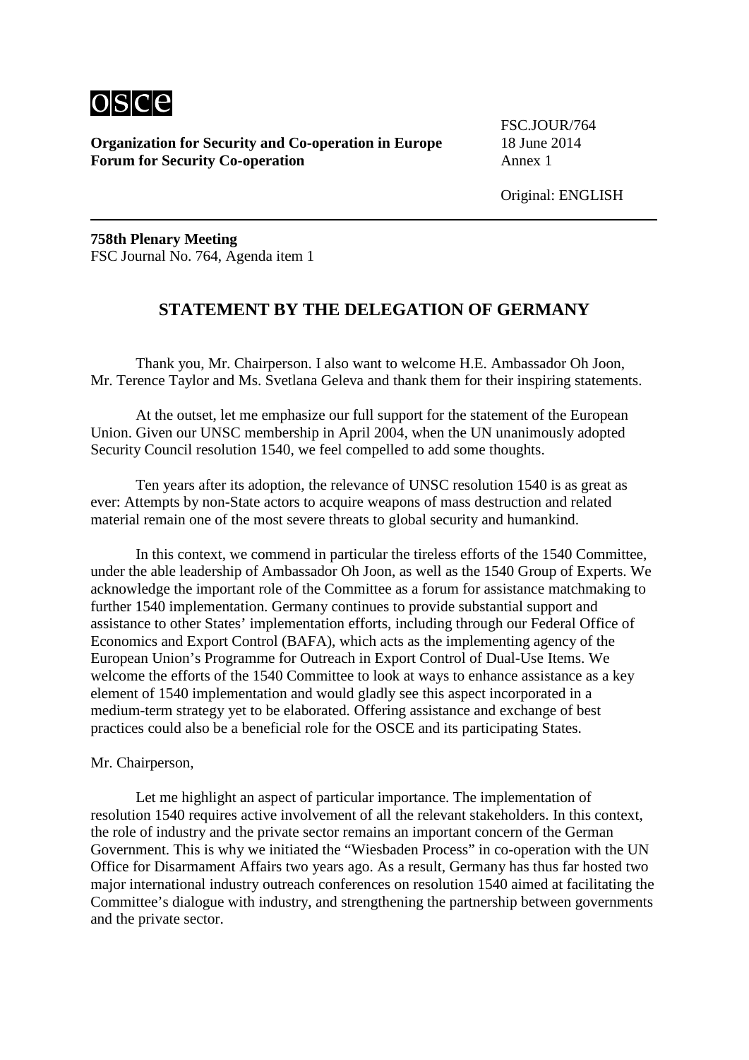osce

**Organization for Security and Co-operation in Europe**
**Forum for Security Co-operation**

FSC.JOUR/764
18 June 2014
Annex 1

Original: ENGLISH

**758th Plenary Meeting**
FSC Journal No. 764, Agenda item 1

## STATEMENT BY THE DELEGATION OF GERMANY

Thank you, Mr. Chairperson. I also want to welcome H.E. Ambassador Oh Joon, Mr. Terence Taylor and Ms. Svetlana Geleva and thank them for their inspiring statements.

At the outset, let me emphasize our full support for the statement of the European Union. Given our UNSC membership in April 2004, when the UN unanimously adopted Security Council resolution 1540, we feel compelled to add some thoughts.

Ten years after its adoption, the relevance of UNSC resolution 1540 is as great as ever: Attempts by non-State actors to acquire weapons of mass destruction and related material remain one of the most severe threats to global security and humankind.

In this context, we commend in particular the tireless efforts of the 1540 Committee, under the able leadership of Ambassador Oh Joon, as well as the 1540 Group of Experts. We acknowledge the important role of the Committee as a forum for assistance matchmaking to further 1540 implementation. Germany continues to provide substantial support and assistance to other States' implementation efforts, including through our Federal Office of Economics and Export Control (BAFA), which acts as the implementing agency of the European Union's Programme for Outreach in Export Control of Dual-Use Items. We welcome the efforts of the 1540 Committee to look at ways to enhance assistance as a key element of 1540 implementation and would gladly see this aspect incorporated in a medium-term strategy yet to be elaborated. Offering assistance and exchange of best practices could also be a beneficial role for the OSCE and its participating States.

Mr. Chairperson,

Let me highlight an aspect of particular importance. The implementation of resolution 1540 requires active involvement of all the relevant stakeholders. In this context, the role of industry and the private sector remains an important concern of the German Government. This is why we initiated the "Wiesbaden Process" in co-operation with the UN Office for Disarmament Affairs two years ago. As a result, Germany has thus far hosted two major international industry outreach conferences on resolution 1540 aimed at facilitating the Committee's dialogue with industry, and strengthening the partnership between governments and the private sector.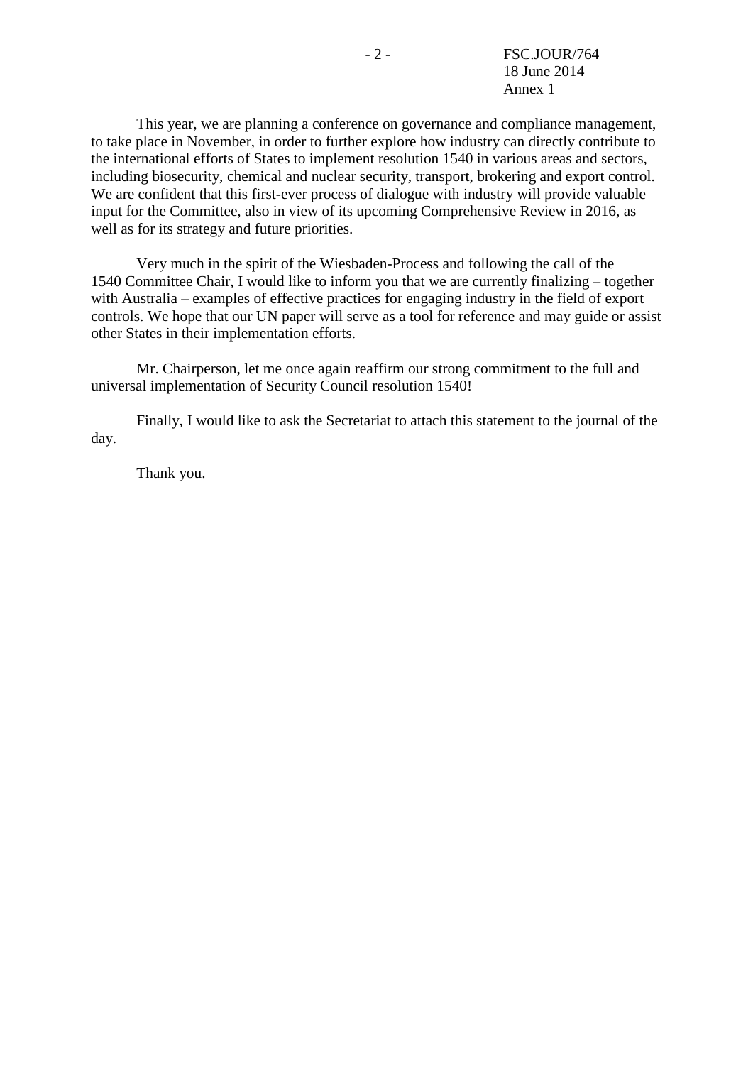This year, we are planning a conference on governance and compliance management, to take place in November, in order to further explore how industry can directly contribute to the international efforts of States to implement resolution 1540 in various areas and sectors, including biosecurity, chemical and nuclear security, transport, brokering and export control. We are confident that this first-ever process of dialogue with industry will provide valuable input for the Committee, also in view of its upcoming Comprehensive Review in 2016, as well as for its strategy and future priorities.

Very much in the spirit of the Wiesbaden-Process and following the call of the 1540 Committee Chair, I would like to inform you that we are currently finalizing – together with Australia – examples of effective practices for engaging industry in the field of export controls. We hope that our UN paper will serve as a tool for reference and may guide or assist other States in their implementation efforts.

Mr. Chairperson, let me once again reaffirm our strong commitment to the full and universal implementation of Security Council resolution 1540!

Finally, I would like to ask the Secretariat to attach this statement to the journal of the day.

Thank you.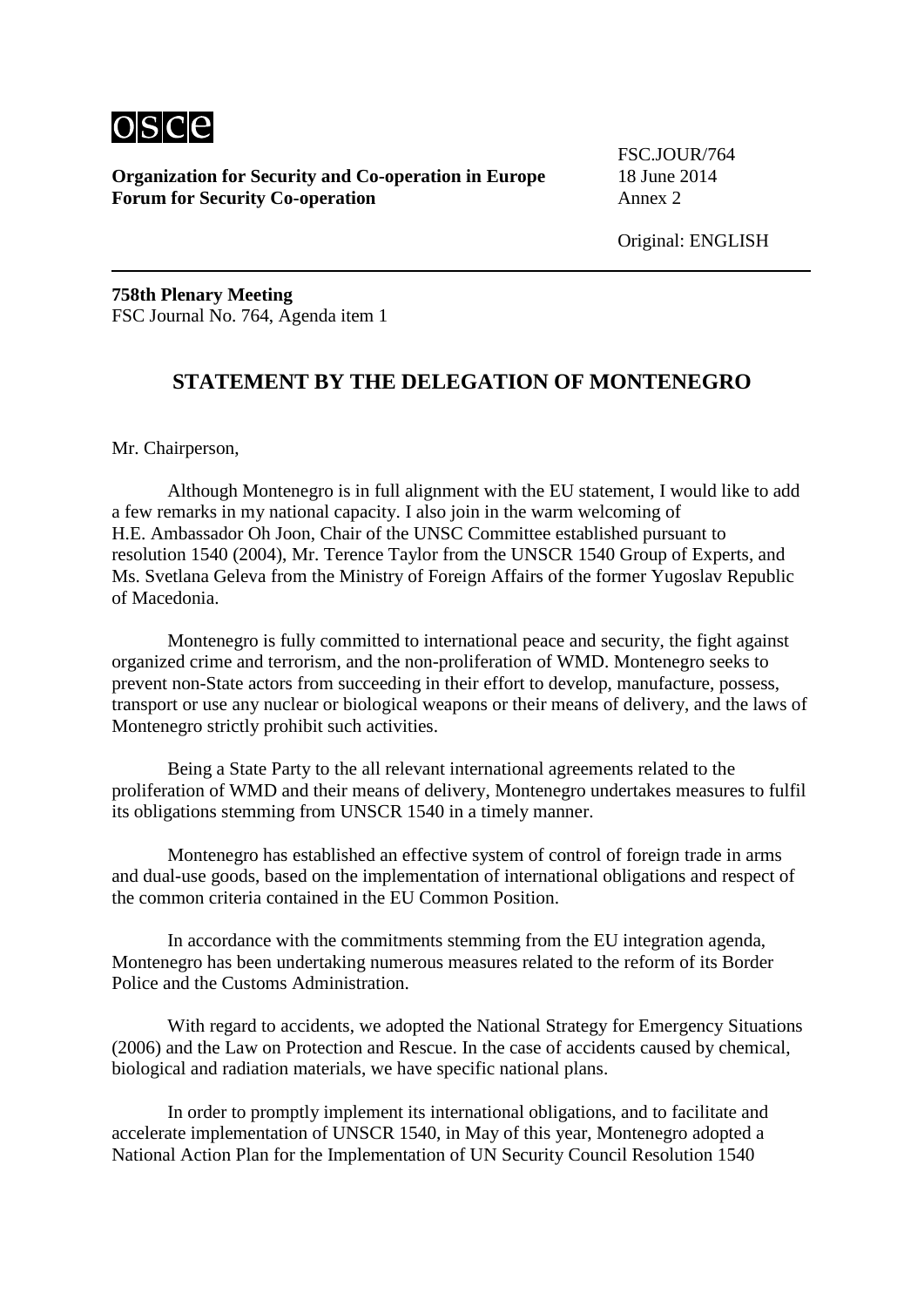**Organization for Security and Co-operation in Europe**
**Forum for Security Co-operation**

FSC.JOUR/764
18 June 2014
Annex 2

Original: ENGLISH

**758th Plenary Meeting**
FSC Journal No. 764, Agenda item 1

## STATEMENT BY THE DELEGATION OF MONTENEGRO

Mr. Chairperson,

Although Montenegro is in full alignment with the EU statement, I would like to add a few remarks in my national capacity. I also join in the warm welcoming of H.E. Ambassador Oh Joon, Chair of the UNSC Committee established pursuant to resolution 1540 (2004), Mr. Terence Taylor from the UNSCR 1540 Group of Experts, and Ms. Svetlana Geleva from the Ministry of Foreign Affairs of the former Yugoslav Republic of Macedonia.

Montenegro is fully committed to international peace and security, the fight against organized crime and terrorism, and the non-proliferation of WMD. Montenegro seeks to prevent non-State actors from succeeding in their effort to develop, manufacture, possess, transport or use any nuclear or biological weapons or their means of delivery, and the laws of Montenegro strictly prohibit such activities.

Being a State Party to the all relevant international agreements related to the proliferation of WMD and their means of delivery, Montenegro undertakes measures to fulfil its obligations stemming from UNSCR 1540 in a timely manner.

Montenegro has established an effective system of control of foreign trade in arms and dual-use goods, based on the implementation of international obligations and respect of the common criteria contained in the EU Common Position.

In accordance with the commitments stemming from the EU integration agenda, Montenegro has been undertaking numerous measures related to the reform of its Border Police and the Customs Administration.

With regard to accidents, we adopted the National Strategy for Emergency Situations (2006) and the Law on Protection and Rescue. In the case of accidents caused by chemical, biological and radiation materials, we have specific national plans.

In order to promptly implement its international obligations, and to facilitate and accelerate implementation of UNSCR 1540, in May of this year, Montenegro adopted a National Action Plan for the Implementation of UN Security Council Resolution 1540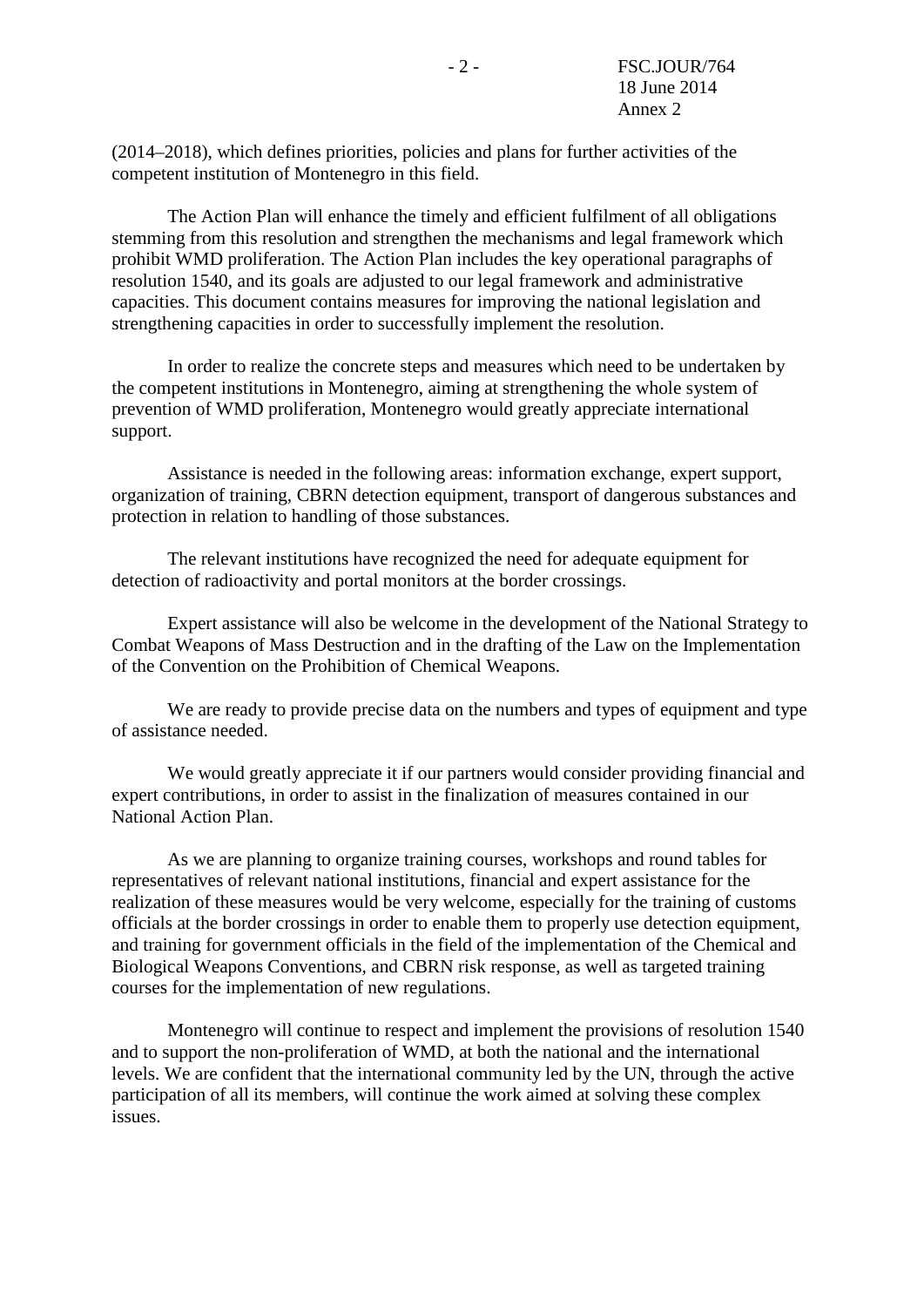(2014–2018), which defines priorities, policies and plans for further activities of the competent institution of Montenegro in this field.

The Action Plan will enhance the timely and efficient fulfilment of all obligations stemming from this resolution and strengthen the mechanisms and legal framework which prohibit WMD proliferation. The Action Plan includes the key operational paragraphs of resolution 1540, and its goals are adjusted to our legal framework and administrative capacities. This document contains measures for improving the national legislation and strengthening capacities in order to successfully implement the resolution.

In order to realize the concrete steps and measures which need to be undertaken by the competent institutions in Montenegro, aiming at strengthening the whole system of prevention of WMD proliferation, Montenegro would greatly appreciate international support.

Assistance is needed in the following areas: information exchange, expert support, organization of training, CBRN detection equipment, transport of dangerous substances and protection in relation to handling of those substances.

The relevant institutions have recognized the need for adequate equipment for detection of radioactivity and portal monitors at the border crossings.

Expert assistance will also be welcome in the development of the National Strategy to Combat Weapons of Mass Destruction and in the drafting of the Law on the Implementation of the Convention on the Prohibition of Chemical Weapons.

We are ready to provide precise data on the numbers and types of equipment and type of assistance needed.

We would greatly appreciate it if our partners would consider providing financial and expert contributions, in order to assist in the finalization of measures contained in our National Action Plan.

As we are planning to organize training courses, workshops and round tables for representatives of relevant national institutions, financial and expert assistance for the realization of these measures would be very welcome, especially for the training of customs officials at the border crossings in order to enable them to properly use detection equipment, and training for government officials in the field of the implementation of the Chemical and Biological Weapons Conventions, and CBRN risk response, as well as targeted training courses for the implementation of new regulations.

Montenegro will continue to respect and implement the provisions of resolution 1540 and to support the non-proliferation of WMD, at both the national and the international levels. We are confident that the international community led by the UN, through the active participation of all its members, will continue the work aimed at solving these complex issues.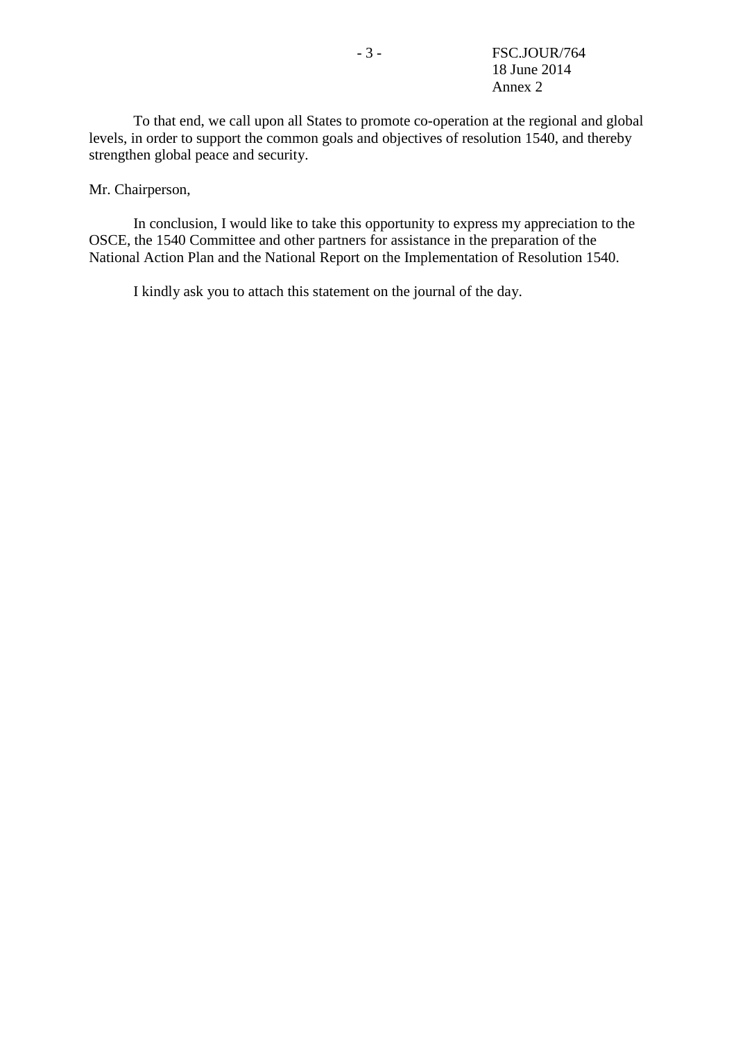To that end, we call upon all States to promote co-operation at the regional and global levels, in order to support the common goals and objectives of resolution 1540, and thereby strengthen global peace and security.

Mr. Chairperson,

In conclusion, I would like to take this opportunity to express my appreciation to the OSCE, the 1540 Committee and other partners for assistance in the preparation of the National Action Plan and the National Report on the Implementation of Resolution 1540.

I kindly ask you to attach this statement on the journal of the day.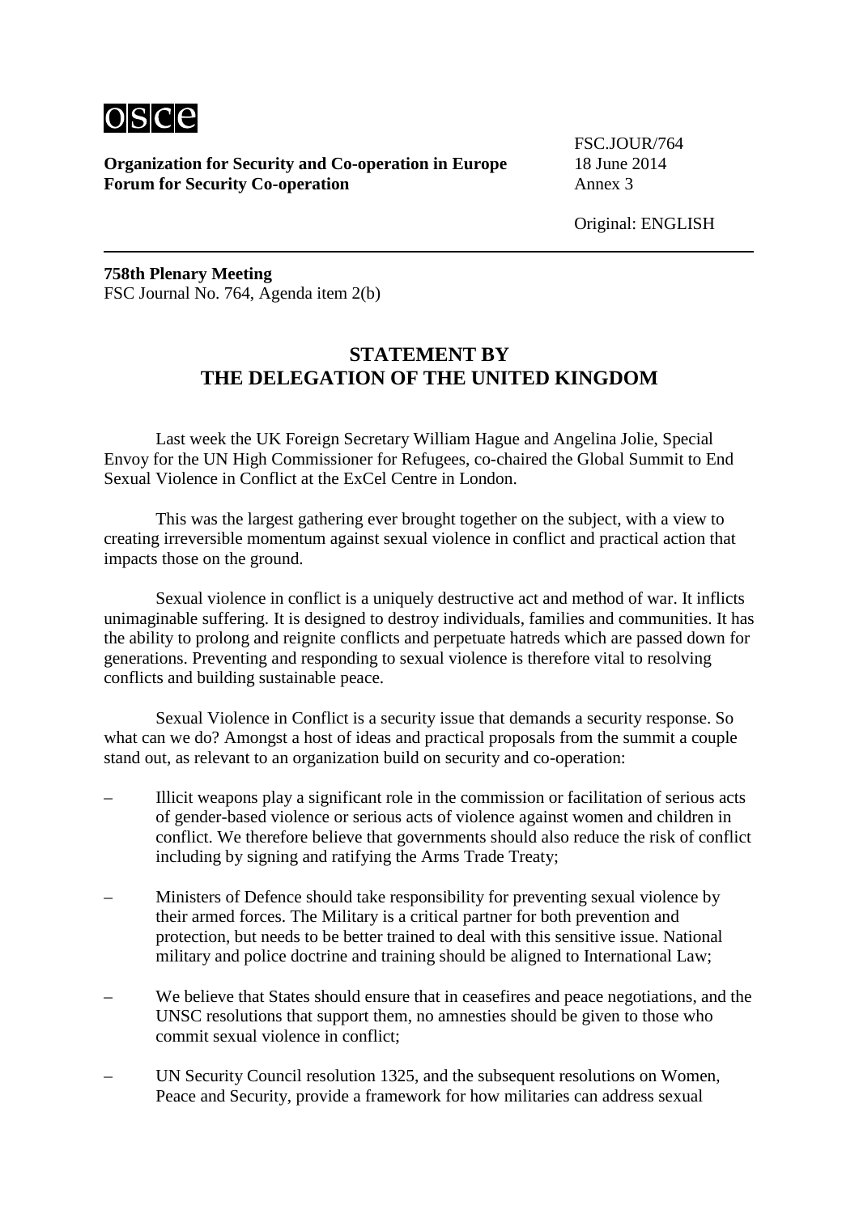osce

**Organization for Security and Co-operation in Europe**
**Forum for Security Co-operation**

FSC.JOUR/764
18 June 2014
Annex 3

Original: ENGLISH

**758th Plenary Meeting**
FSC Journal No. 764, Agenda item 2(b)

## STATEMENT BY THE DELEGATION OF THE UNITED KINGDOM

Last week the UK Foreign Secretary William Hague and Angelina Jolie, Special Envoy for the UN High Commissioner for Refugees, co-chaired the Global Summit to End Sexual Violence in Conflict at the ExCel Centre in London.

This was the largest gathering ever brought together on the subject, with a view to creating irreversible momentum against sexual violence in conflict and practical action that impacts those on the ground.

Sexual violence in conflict is a uniquely destructive act and method of war. It inflicts unimaginable suffering. It is designed to destroy individuals, families and communities. It has the ability to prolong and reignite conflicts and perpetuate hatreds which are passed down for generations. Preventing and responding to sexual violence is therefore vital to resolving conflicts and building sustainable peace.

Sexual Violence in Conflict is a security issue that demands a security response. So what can we do? Amongst a host of ideas and practical proposals from the summit a couple stand out, as relevant to an organization build on security and co-operation:

- Illicit weapons play a significant role in the commission or facilitation of serious acts of gender-based violence or serious acts of violence against women and children in conflict. We therefore believe that governments should also reduce the risk of conflict including by signing and ratifying the Arms Trade Treaty;

- Ministers of Defence should take responsibility for preventing sexual violence by their armed forces. The Military is a critical partner for both prevention and protection, but needs to be better trained to deal with this sensitive issue. National military and police doctrine and training should be aligned to International Law;

- We believe that States should ensure that in ceasefires and peace negotiations, and the UNSC resolutions that support them, no amnesties should be given to those who commit sexual violence in conflict;

- UN Security Council resolution 1325, and the subsequent resolutions on Women, Peace and Security, provide a framework for how militaries can address sexual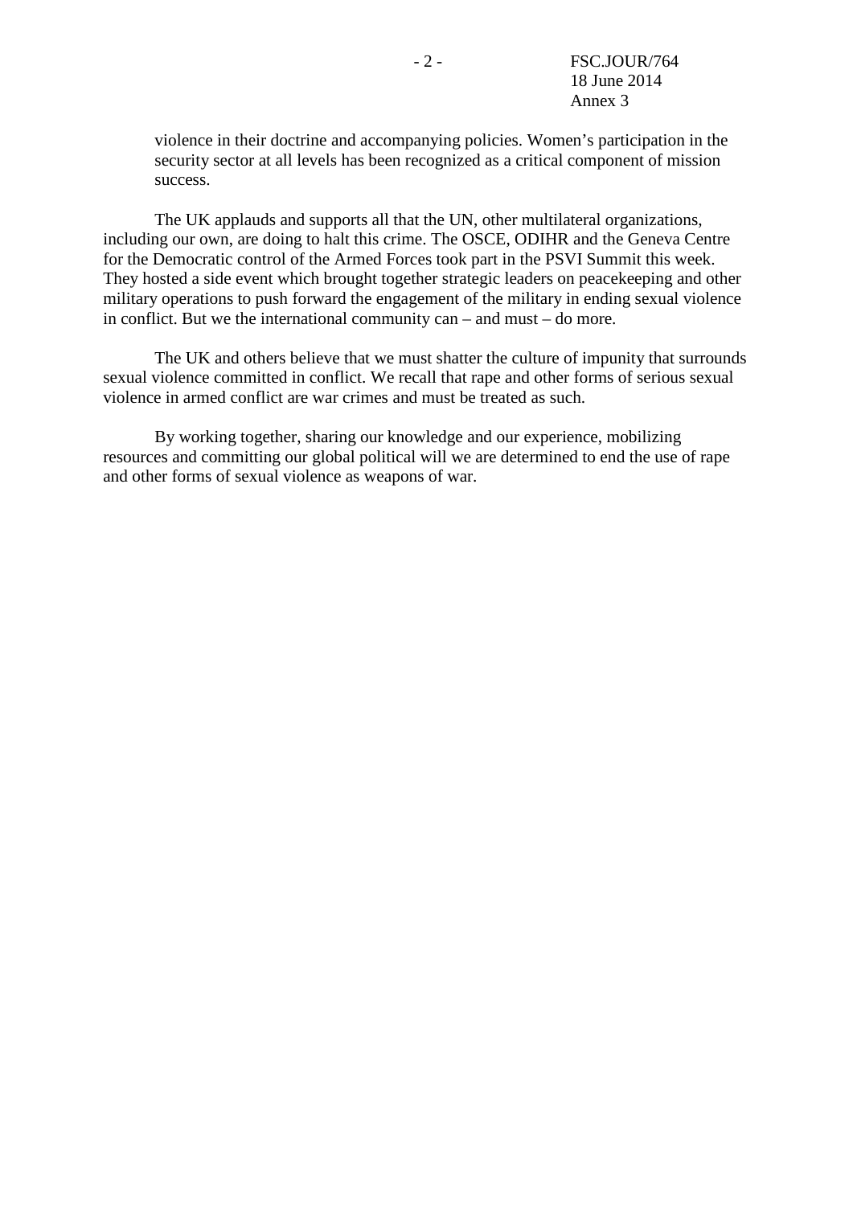violence in their doctrine and accompanying policies. Women's participation in the security sector at all levels has been recognized as a critical component of mission success.

The UK applauds and supports all that the UN, other multilateral organizations, including our own, are doing to halt this crime. The OSCE, ODIHR and the Geneva Centre for the Democratic control of the Armed Forces took part in the PSVI Summit this week. They hosted a side event which brought together strategic leaders on peacekeeping and other military operations to push forward the engagement of the military in ending sexual violence in conflict. But we the international community can – and must – do more.

The UK and others believe that we must shatter the culture of impunity that surrounds sexual violence committed in conflict. We recall that rape and other forms of serious sexual violence in armed conflict are war crimes and must be treated as such.

By working together, sharing our knowledge and our experience, mobilizing resources and committing our global political will we are determined to end the use of rape and other forms of sexual violence as weapons of war.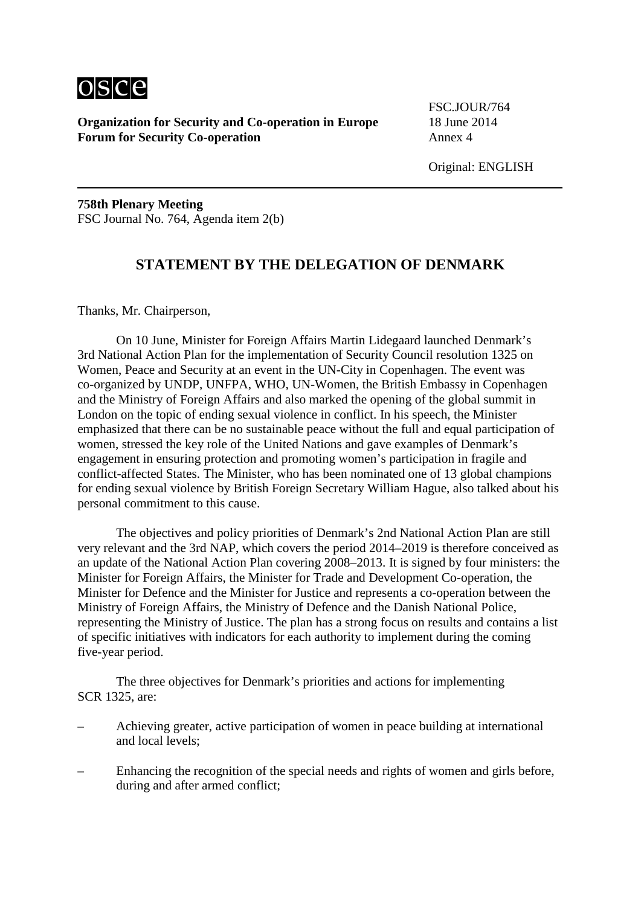**Organization for Security and Co-operation in Europe**
**Forum for Security Co-operation**

FSC.JOUR/764
18 June 2014
Annex 4

Original: ENGLISH

**758th Plenary Meeting**
FSC Journal No. 764, Agenda item 2(b)

## STATEMENT BY THE DELEGATION OF DENMARK

Thanks, Mr. Chairperson,

On 10 June, Minister for Foreign Affairs Martin Lidegaard launched Denmark's 3rd National Action Plan for the implementation of Security Council resolution 1325 on Women, Peace and Security at an event in the UN-City in Copenhagen. The event was co-organized by UNDP, UNFPA, WHO, UN-Women, the British Embassy in Copenhagen and the Ministry of Foreign Affairs and also marked the opening of the global summit in London on the topic of ending sexual violence in conflict. In his speech, the Minister emphasized that there can be no sustainable peace without the full and equal participation of women, stressed the key role of the United Nations and gave examples of Denmark's engagement in ensuring protection and promoting women's participation in fragile and conflict-affected States. The Minister, who has been nominated one of 13 global champions for ending sexual violence by British Foreign Secretary William Hague, also talked about his personal commitment to this cause.

The objectives and policy priorities of Denmark's 2nd National Action Plan are still very relevant and the 3rd NAP, which covers the period 2014–2019 is therefore conceived as an update of the National Action Plan covering 2008–2013. It is signed by four ministers: the Minister for Foreign Affairs, the Minister for Trade and Development Co-operation, the Minister for Defence and the Minister for Justice and represents a co-operation between the Ministry of Foreign Affairs, the Ministry of Defence and the Danish National Police, representing the Ministry of Justice. The plan has a strong focus on results and contains a list of specific initiatives with indicators for each authority to implement during the coming five-year period.

The three objectives for Denmark's priorities and actions for implementing SCR 1325, are:

– Achieving greater, active participation of women in peace building at international and local levels;

– Enhancing the recognition of the special needs and rights of women and girls before, during and after armed conflict;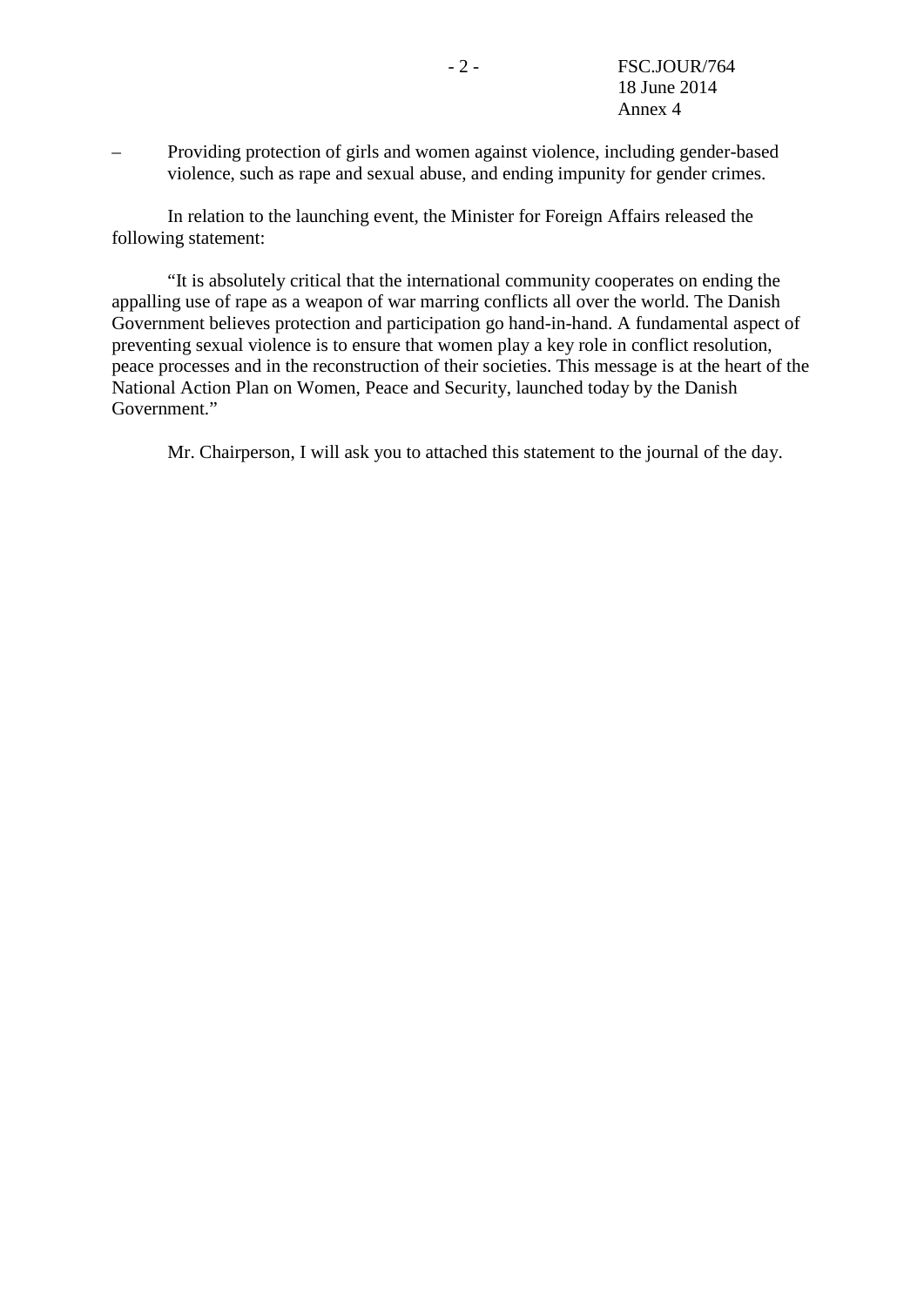- Providing protection of girls and women against violence, including gender-based violence, such as rape and sexual abuse, and ending impunity for gender crimes.

In relation to the launching event, the Minister for Foreign Affairs released the following statement:

"It is absolutely critical that the international community cooperates on ending the appalling use of rape as a weapon of war marring conflicts all over the world. The Danish Government believes protection and participation go hand-in-hand. A fundamental aspect of preventing sexual violence is to ensure that women play a key role in conflict resolution, peace processes and in the reconstruction of their societies. This message is at the heart of the National Action Plan on Women, Peace and Security, launched today by the Danish Government."

Mr. Chairperson, I will ask you to attached this statement to the journal of the day.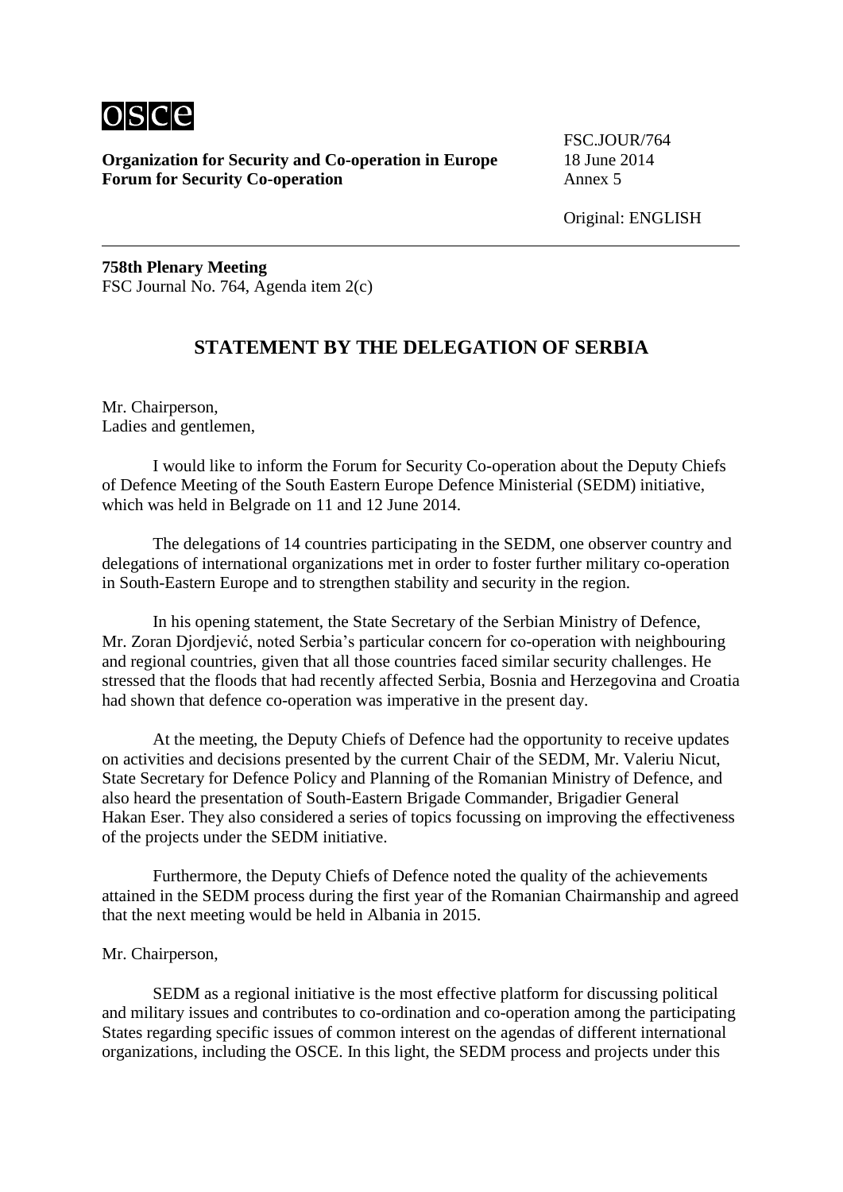osce

**Organization for Security and Co-operation in Europe**
**Forum for Security Co-operation**

FSC.JOUR/764
18 June 2014
Annex 5

Original: ENGLISH

---

**758th Plenary Meeting**
FSC Journal No. 764, Agenda item 2(c)

## STATEMENT BY THE DELEGATION OF SERBIA

Mr. Chairperson,
Ladies and gentlemen,

I would like to inform the Forum for Security Co-operation about the Deputy Chiefs of Defence Meeting of the South Eastern Europe Defence Ministerial (SEDM) initiative, which was held in Belgrade on 11 and 12 June 2014.

The delegations of 14 countries participating in the SEDM, one observer country and delegations of international organizations met in order to foster further military co-operation in South-Eastern Europe and to strengthen stability and security in the region.

In his opening statement, the State Secretary of the Serbian Ministry of Defence, Mr. Zoran Djordjević, noted Serbia's particular concern for co-operation with neighbouring and regional countries, given that all those countries faced similar security challenges. He stressed that the floods that had recently affected Serbia, Bosnia and Herzegovina and Croatia had shown that defence co-operation was imperative in the present day.

At the meeting, the Deputy Chiefs of Defence had the opportunity to receive updates on activities and decisions presented by the current Chair of the SEDM, Mr. Valeriu Nicut, State Secretary for Defence Policy and Planning of the Romanian Ministry of Defence, and also heard the presentation of South-Eastern Brigade Commander, Brigadier General Hakan Eser. They also considered a series of topics focussing on improving the effectiveness of the projects under the SEDM initiative.

Furthermore, the Deputy Chiefs of Defence noted the quality of the achievements attained in the SEDM process during the first year of the Romanian Chairmanship and agreed that the next meeting would be held in Albania in 2015.

Mr. Chairperson,

SEDM as a regional initiative is the most effective platform for discussing political and military issues and contributes to co-ordination and co-operation among the participating States regarding specific issues of common interest on the agendas of different international organizations, including the OSCE. In this light, the SEDM process and projects under this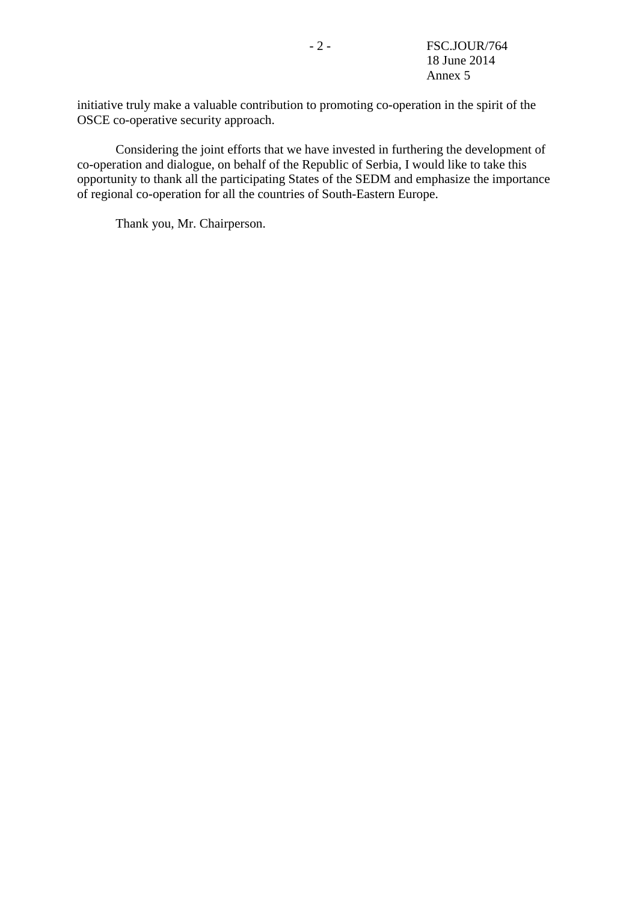initiative truly make a valuable contribution to promoting co-operation in the spirit of the OSCE co-operative security approach.

Considering the joint efforts that we have invested in furthering the development of co-operation and dialogue, on behalf of the Republic of Serbia, I would like to take this opportunity to thank all the participating States of the SEDM and emphasize the importance of regional co-operation for all the countries of South-Eastern Europe.

Thank you, Mr. Chairperson.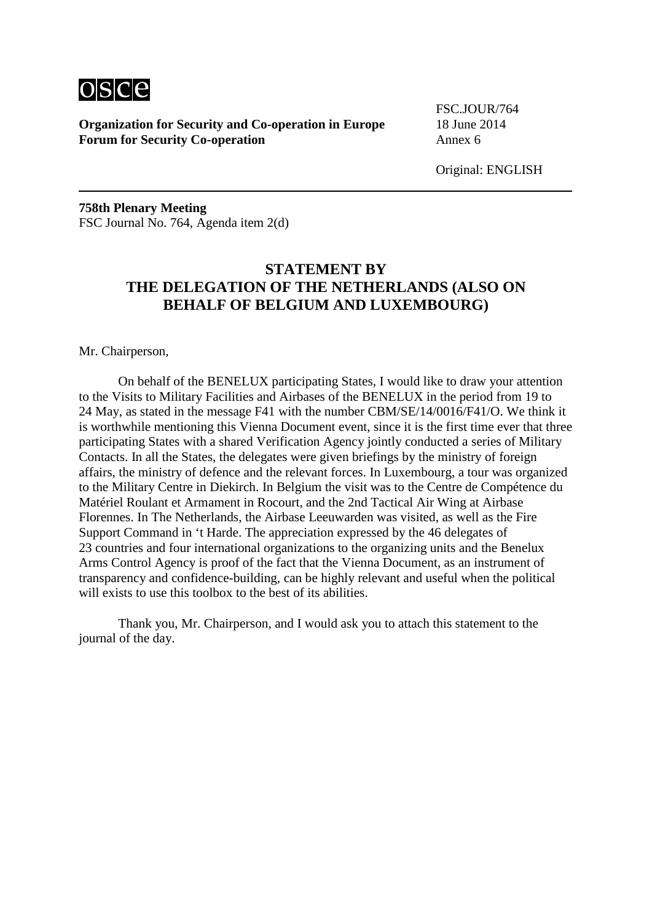**Organization for Security and Co-operation in Europe**
**Forum for Security Co-operation**

FSC.JOUR/764
18 June 2014
Annex 6

Original: ENGLISH

**758th Plenary Meeting**
FSC Journal No. 764, Agenda item 2(d)

## STATEMENT BY THE DELEGATION OF THE NETHERLANDS (ALSO ON BEHALF OF BELGIUM AND LUXEMBOURG)

Mr. Chairperson,

On behalf of the BENELUX participating States, I would like to draw your attention to the Visits to Military Facilities and Airbases of the BENELUX in the period from 19 to 24 May, as stated in the message F41 with the number CBM/SE/14/0016/F41/O. We think it is worthwhile mentioning this Vienna Document event, since it is the first time ever that three participating States with a shared Verification Agency jointly conducted a series of Military Contacts. In all the States, the delegates were given briefings by the ministry of foreign affairs, the ministry of defence and the relevant forces. In Luxembourg, a tour was organized to the Military Centre in Diekirch. In Belgium the visit was to the Centre de Compétence du Matériel Roulant et Armament in Rocourt, and the 2nd Tactical Air Wing at Airbase Florennes. In The Netherlands, the Airbase Leeuwarden was visited, as well as the Fire Support Command in 't Harde. The appreciation expressed by the 46 delegates of 23 countries and four international organizations to the organizing units and the Benelux Arms Control Agency is proof of the fact that the Vienna Document, as an instrument of transparency and confidence-building, can be highly relevant and useful when the political will exists to use this toolbox to the best of its abilities.

Thank you, Mr. Chairperson, and I would ask you to attach this statement to the journal of the day.